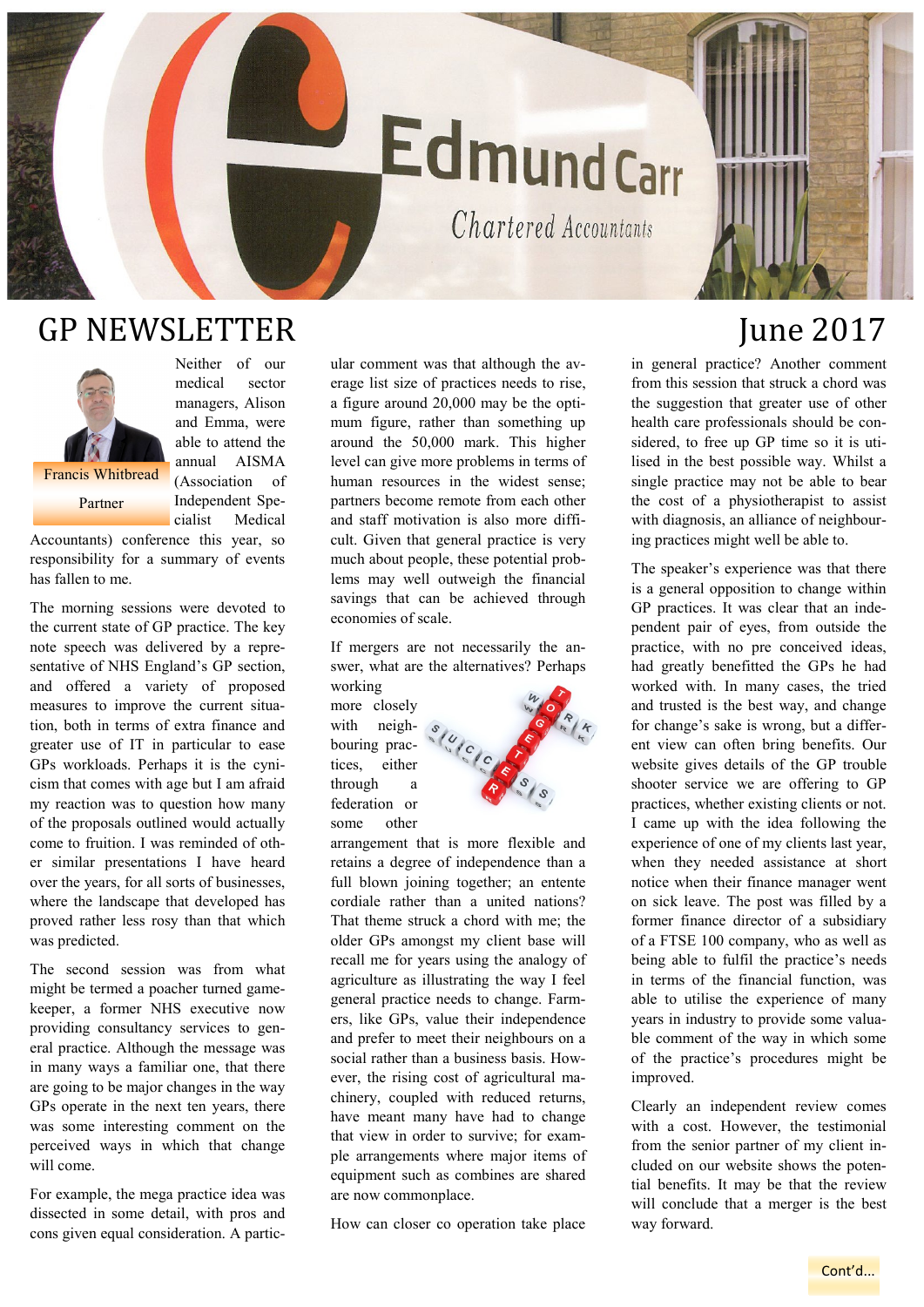# GP NEWSLETTER

# June 2017

Francis Whitbread

Partner

Neither of our medical sector managers, Alison and Emma, were able to attend the annual AISMA (Association of Independent Specialist Medical Accountants) conference this year, so responsibility for a summary of events has fallen to me.

The morning sessions were devoted to the current state of GP practice. The key note speech was delivered by a representative of NHS England's GP section, and offered a variety of proposed measures to improve the current situation, both in terms of extra finance and greater use of IT in particular to ease GPs workloads. Perhaps it is the cynicism that comes with age but I am afraid my reaction was to question how many of the proposals outlined would actually come to fruition. I was reminded of other similar presentations I have heard over the years, for all sorts of businesses, where the landscape that developed has proved rather less rosy than that which was predicted.

The second session was from what might be termed a poacher turned gamekeeper, a former NHS executive now providing consultancy services to general practice. Although the message was in many ways a familiar one, that there are going to be major changes in the way GPs operate in the next ten years, there was some interesting comment on the perceived ways in which that change will come.

For example, the mega practice idea was dissected in some detail, with pros and cons given equal consideration. A particular comment was that although the average list size of practices needs to rise, a figure around 20,000 may be the optimum figure, rather than something up around the 50,000 mark. This higher level can give more problems in terms of human resources in the widest sense; partners become remote from each other and staff motivation is also more difficult. Given that general practice is very much about people, these potential problems may well outweigh the financial savings that can be achieved through economies of scale.

If mergers are not necessarily the answer, what are the alternatives? Perhaps working more closely with neighbouring practices, either through a federation or some other arrangement that is more flexible and retains a degree of independence than a full blown joining together; an entente cordiale rather than a united nations? That theme struck a chord with me; the older GPs amongst my client base will recall me for years using the analogy of agriculture as illustrating the way I feel general practice needs to change. Farmers, like GPs, value their independence and prefer to meet their neighbours on a social rather than a business basis. However, the rising cost of agricultural machinery, coupled with reduced returns, have meant many have had to change that view in order to survive; for example arrangements where major items of equipment such as combines are shared are now commonplace.

How can closer co operation take place in general practice? Another comment from this session that struck a chord was the suggestion that greater use of other health care professionals should be considered, to free up GP time so it is utilised in the best possible way. Whilst a single practice may not be able to bear the cost of a physiotherapist to assist with diagnosis, an alliance of neighbouring practices might well be able to.

The speaker's experience was that there is a general opposition to change within GP practices. It was clear that an independent pair of eyes, from outside the practice, with no pre conceived ideas, had greatly benefitted the GPs he had worked with. In many cases, the tried and trusted is the best way, and change for change's sake is wrong, but a different view can often bring benefits. Our website gives details of the GP trouble shooter service we are offering to GP practices, whether existing clients or not. I came up with the idea following the experience of one of my clients last year, when they needed assistance at short notice when their finance manager went on sick leave. The post was filled by a former finance director of a subsidiary of a FTSE 100 company, who as well as being able to fulfil the practice's needs in terms of the financial function, was able to utilise the experience of many years in industry to provide some valuable comment of the way in which some of the practice's procedures might be improved.

Clearly an independent review comes with a cost. However, the testimonial from the senior partner of my client included on our website shows the potential benefits. It may be that the review will conclude that a merger is the best way forward.

Cont'd...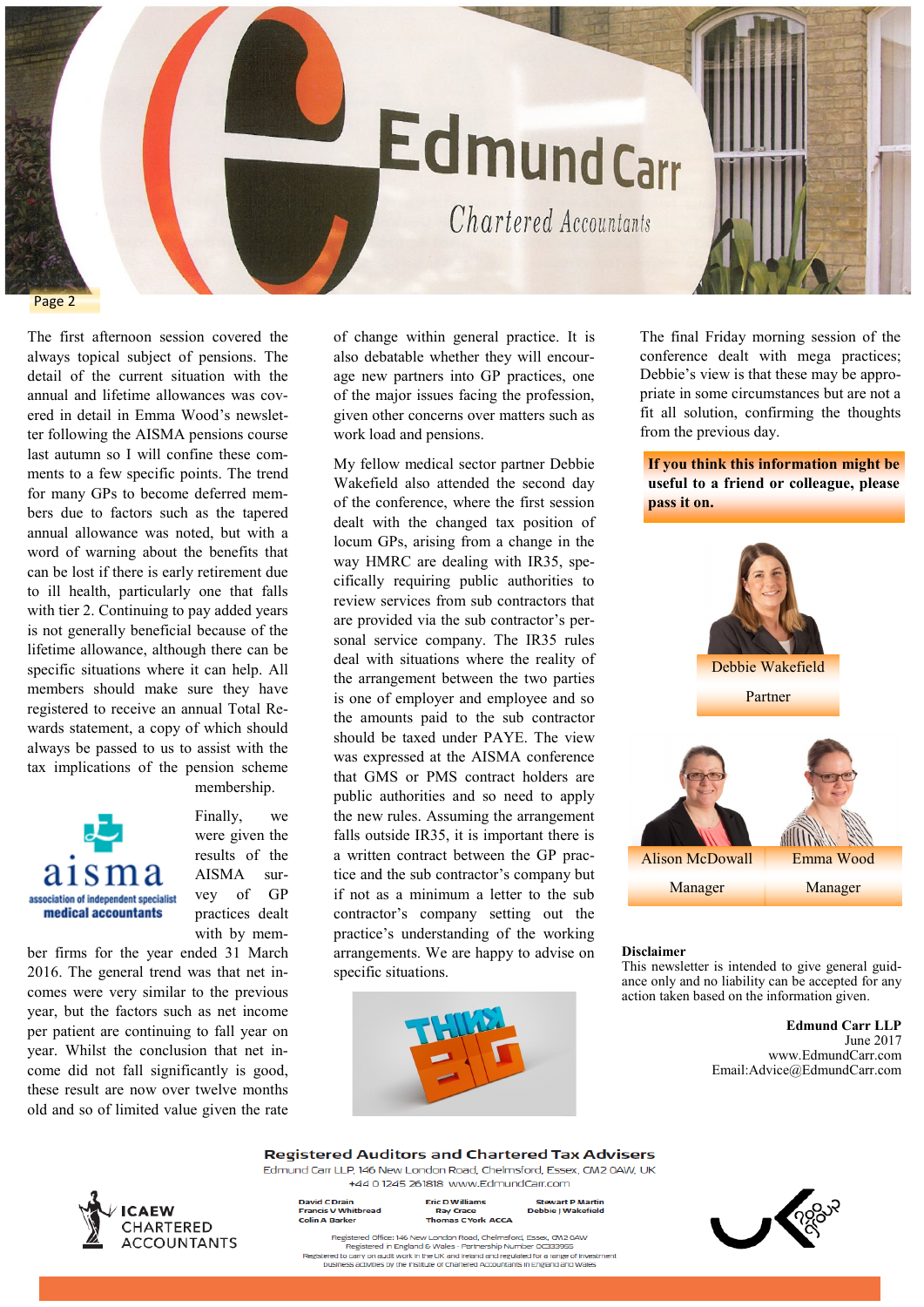The first afternoon session covered the always topical subject of pensions. The detail of the current situation with the annual and lifetime allowances was covered in detail in Emma Wood's newsletter following the AISMA pensions course last autumn so I will confine these comments to a few specific points. The trend for many GPs to become deferred members due to factors such as the tapered annual allowance was noted, but with a word of warning about the benefits that can be lost if there is early retirement due to ill health, particularly one that falls with tier 2. Continuing to pay added years is not generally beneficial because of the lifetime allowance, although there can be specific situations where it can help. All members should make sure they have registered to receive an annual Total Rewards statement, a copy of which should always be passed to us to assist with the tax implications of the pension scheme membership.

Finally, we were given the results of the AISMA survey of GP practices dealt with by member firms for the year ended 31 March 2016. The general trend was that net incomes were very similar to the previous year, but the factors such as net income per patient are continuing to fall year on year. Whilst the conclusion that net income did not fall significantly is good, these result are now over twelve months old and so of limited value given the rate of change within general practice. It is also debatable whether they will encourage new partners into GP practices, one of the major issues facing the profession, given other concerns over matters such as work load and pensions.

My fellow medical sector partner Debbie Wakefield also attended the second day of the conference, where the first session dealt with the changed tax position of locum GPs, arising from a change in the way HMRC are dealing with IR35, specifically requiring public authorities to review services from sub contractors that are provided via the sub contractor's personal service company. The IR35 rules deal with situations where the reality of the arrangement between the two parties is one of employer and employee and so the amounts paid to the sub contractor should be taxed under PAYE. The view was expressed at the AISMA conference that GMS or PMS contract holders are public authorities and so need to apply the new rules. Assuming the arrangement falls outside IR35, it is important there is a written contract between the GP practice and the sub contractor's company but if not as a minimum a letter to the sub contractor's company setting out the practice's understanding of the working arrangements. We are happy to advise on specific situations.

The final Friday morning session of the conference dealt with mega practices; Debbie's view is that these may be appropriate in some circumstances but are not a fit all solution, confirming the thoughts from the previous day.

**If you think this information might be useful to a friend or colleague, please pass it on.**

Debbie Wakefield
Partner

Alison McDowall
Manager

Emma Wood
Manager

**Disclaimer**

This newsletter is intended to give general guidance only and no liability can be accepted for any action taken based on the information given.

**Edmund Carr LLP**
June 2017
www.EdmundCarr.com
Email:Advice@EdmundCarr.com

**Registered Auditors and Chartered Tax Advisers**

Edmund Carr LLP, 146 New London Road, Chelmsford, Essex, CM2 0AW, UK
+44 0 1245 261818 www.EdmundCarr.com

David C Drain, Francis V Whitbread, Colin A Barker, Eric D Williams, Ray Crace, Thomas C York ACCA, Stewart P Martin, Debbie J Wakefield

Registered Office: 146 New London Road, Chelmsford, Essex, CM2 0AW
Registered in England & Wales - Partnership Number OC333955
Registered to carry on audit work in the UK and Ireland and regulated for a range of investment business activities by the Institute of Chartered Accountants in England and Wales